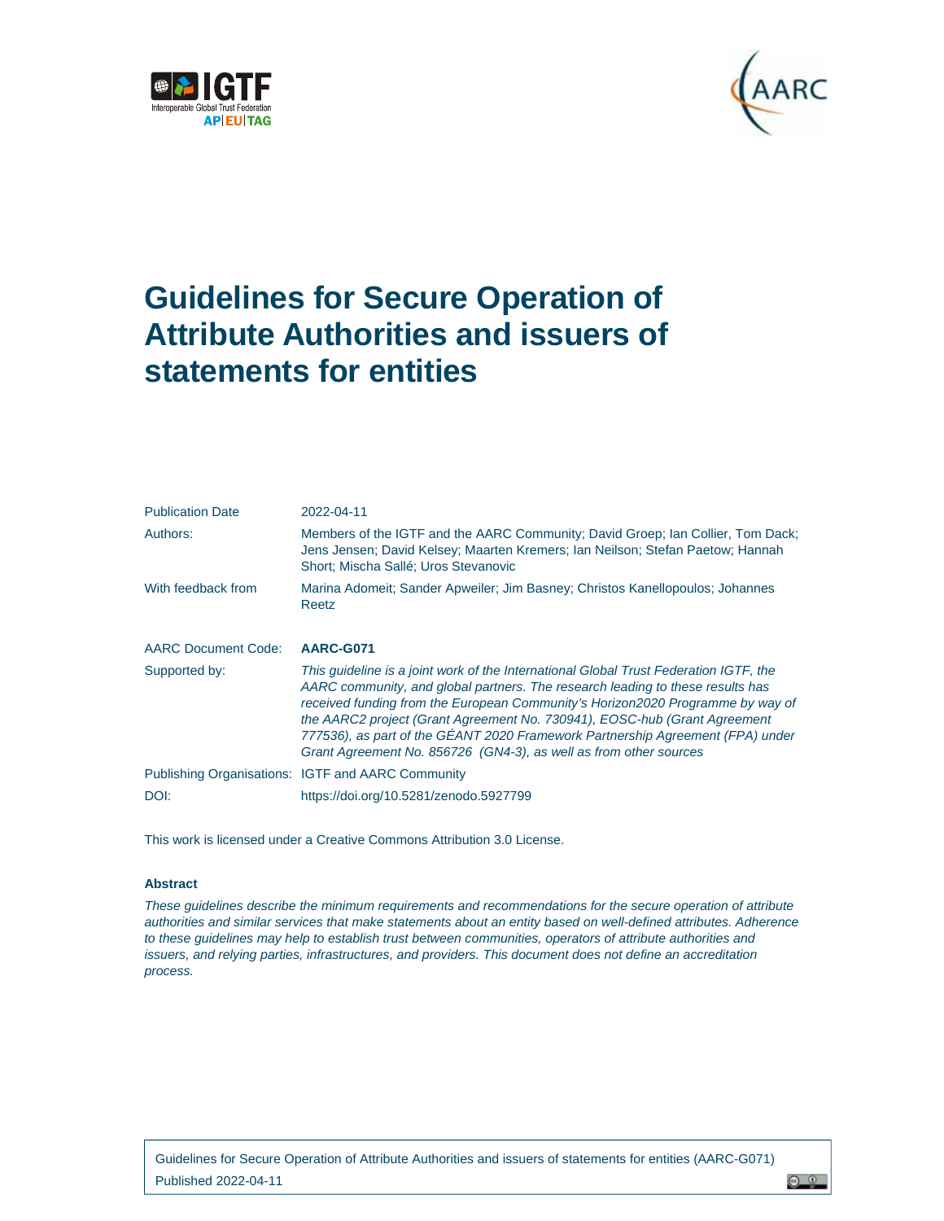# Guidelines for Secure Operation of Attribute Authorities and issuers of statements for entities

| | |
|---|---|
| Publication Date | 2022-04-11 |
| Authors: | Members of the IGTF and the AARC Community; David Groep; Ian Collier, Tom Dack; Jens Jensen; David Kelsey; Maarten Kremers; Ian Neilson; Stefan Paetow; Hannah Short; Mischa Sallé; Uros Stevanovic |
| With feedback from | Marina Adomeit; Sander Apweiler; Jim Basney; Christos Kanellopoulos; Johannes Reetz |
| AARC Document Code: | **AARC-G071** |
| Supported by: | *This guideline is a joint work of the International Global Trust Federation IGTF, the AARC community, and global partners. The research leading to these results has received funding from the European Community's Horizon2020 Programme by way of the AARC2 project (Grant Agreement No. 730941), EOSC-hub (Grant Agreement 777536), as part of the GÉANT 2020 Framework Partnership Agreement (FPA) under Grant Agreement No. 856726 (GN4-3), as well as from other sources* |
| Publishing Organisations: | IGTF and AARC Community |
| DOI: | https://doi.org/10.5281/zenodo.5927799 |

This work is licensed under a Creative Commons Attribution 3.0 License.

**Abstract**

*These guidelines describe the minimum requirements and recommendations for the secure operation of attribute authorities and similar services that make statements about an entity based on well-defined attributes. Adherence to these guidelines may help to establish trust between communities, operators of attribute authorities and issuers, and relying parties, infrastructures, and providers. This document does not define an accreditation process.*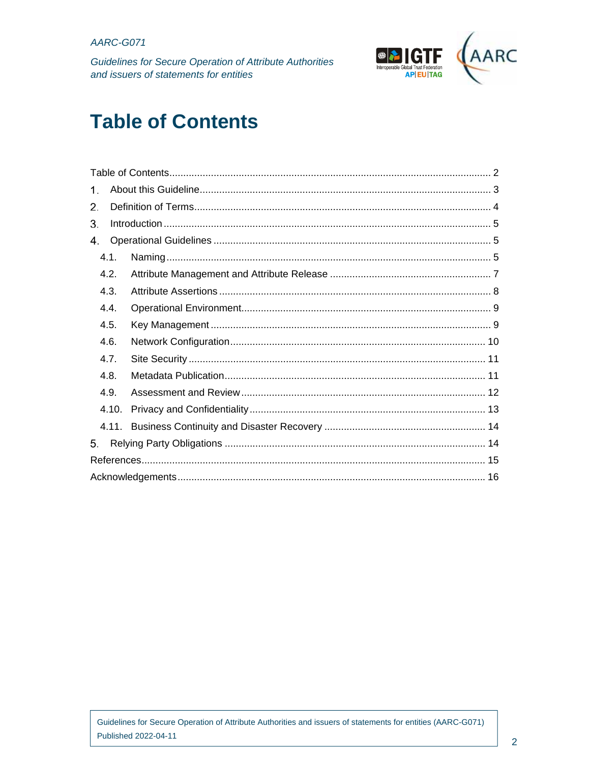# Table of Contents

Table of Contents ........................................................................................................... 2

1. About this Guideline ................................................................................................ 3
2. Definition of Terms .................................................................................................. 4
3. Introduction ............................................................................................................. 5
4. Operational Guidelines ........................................................................................... 5
   - 4.1. Naming ............................................................................................................ 5
   - 4.2. Attribute Management and Attribute Release ................................................ 7
   - 4.3. Attribute Assertions ........................................................................................ 8
   - 4.4. Operational Environment ................................................................................. 9
   - 4.5. Key Management ............................................................................................ 9
   - 4.6. Network Configuration .................................................................................. 10
   - 4.7. Site Security ................................................................................................. 11
   - 4.8. Metadata Publication .................................................................................... 11
   - 4.9. Assessment and Review ............................................................................... 12
   - 4.10. Privacy and Confidentiality ......................................................................... 13
   - 4.11. Business Continuity and Disaster Recovery ............................................... 14
5. Relying Party Obligations ...................................................................................... 14

References ..................................................................................................................... 15

Acknowledgements ....................................................................................................... 16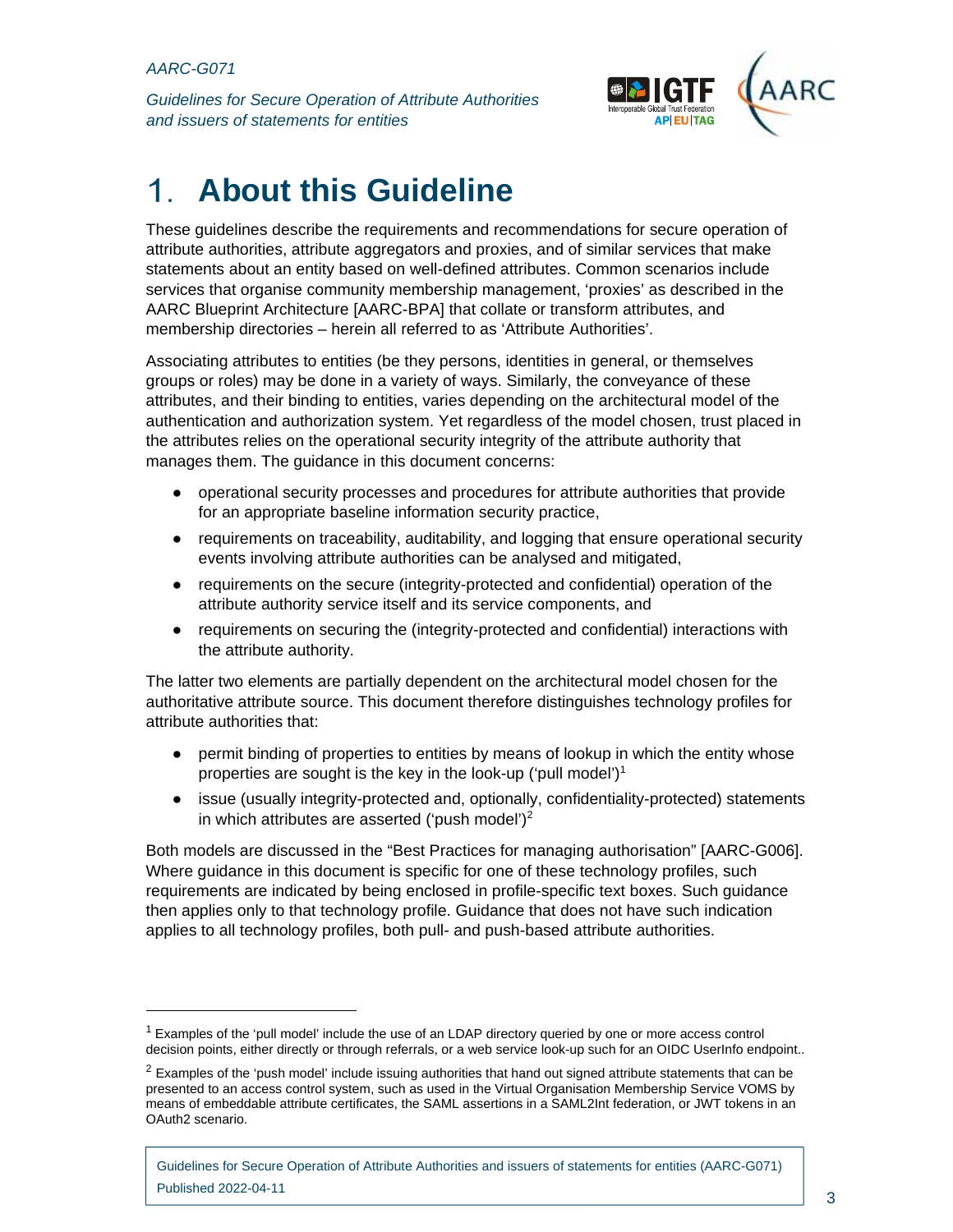# 1. About this Guideline

These guidelines describe the requirements and recommendations for secure operation of attribute authorities, attribute aggregators and proxies, and of similar services that make statements about an entity based on well-defined attributes. Common scenarios include services that organise community membership management, 'proxies' as described in the AARC Blueprint Architecture [AARC-BPA] that collate or transform attributes, and membership directories – herein all referred to as 'Attribute Authorities'.

Associating attributes to entities (be they persons, identities in general, or themselves groups or roles) may be done in a variety of ways. Similarly, the conveyance of these attributes, and their binding to entities, varies depending on the architectural model of the authentication and authorization system. Yet regardless of the model chosen, trust placed in the attributes relies on the operational security integrity of the attribute authority that manages them. The guidance in this document concerns:

- operational security processes and procedures for attribute authorities that provide for an appropriate baseline information security practice,
- requirements on traceability, auditability, and logging that ensure operational security events involving attribute authorities can be analysed and mitigated,
- requirements on the secure (integrity-protected and confidential) operation of the attribute authority service itself and its service components, and
- requirements on securing the (integrity-protected and confidential) interactions with the attribute authority.

The latter two elements are partially dependent on the architectural model chosen for the authoritative attribute source. This document therefore distinguishes technology profiles for attribute authorities that:

- permit binding of properties to entities by means of lookup in which the entity whose properties are sought is the key in the look-up ('pull model')[1]
- issue (usually integrity-protected and, optionally, confidentiality-protected) statements in which attributes are asserted ('push model')[2]

Both models are discussed in the "Best Practices for managing authorisation" [AARC-G006]. Where guidance in this document is specific for one of these technology profiles, such requirements are indicated by being enclosed in profile-specific text boxes. Such guidance then applies only to that technology profile. Guidance that does not have such indication applies to all technology profiles, both pull- and push-based attribute authorities.

---

[1] Examples of the 'pull model' include the use of an LDAP directory queried by one or more access control decision points, either directly or through referrals, or a web service look-up such for an OIDC UserInfo endpoint..

[2] Examples of the 'push model' include issuing authorities that hand out signed attribute statements that can be presented to an access control system, such as used in the Virtual Organisation Membership Service VOMS by means of embeddable attribute certificates, the SAML assertions in a SAML2Int federation, or JWT tokens in an OAuth2 scenario.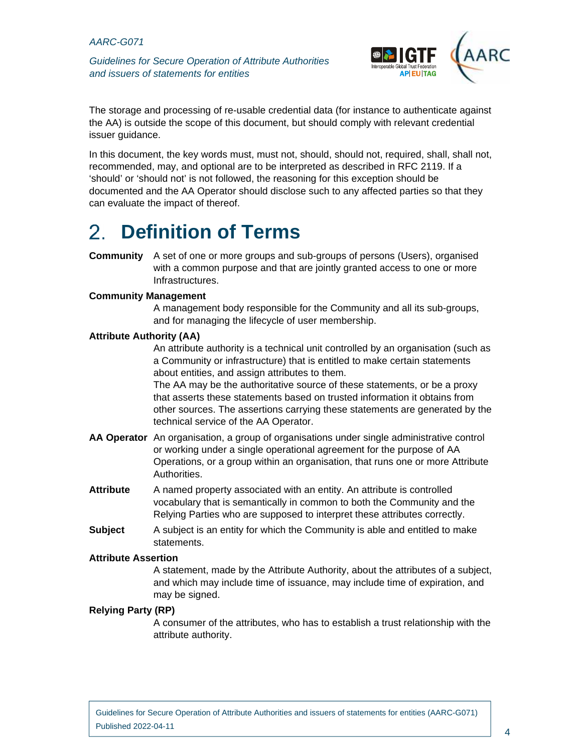The storage and processing of re-usable credential data (for instance to authenticate against the AA) is outside the scope of this document, but should comply with relevant credential issuer guidance.

In this document, the key words must, must not, should, should not, required, shall, shall not, recommended, may, and optional are to be interpreted as described in RFC 2119. If a 'should' or 'should not' is not followed, the reasoning for this exception should be documented and the AA Operator should disclose such to any affected parties so that they can evaluate the impact of thereof.

# 2. Definition of Terms

**Community** A set of one or more groups and sub-groups of persons (Users), organised with a common purpose and that are jointly granted access to one or more Infrastructures.

**Community Management**
A management body responsible for the Community and all its sub-groups, and for managing the lifecycle of user membership.

**Attribute Authority (AA)**
An attribute authority is a technical unit controlled by an organisation (such as a Community or infrastructure) that is entitled to make certain statements about entities, and assign attributes to them.
The AA may be the authoritative source of these statements, or be a proxy that asserts these statements based on trusted information it obtains from other sources. The assertions carrying these statements are generated by the technical service of the AA Operator.

**AA Operator** An organisation, a group of organisations under single administrative control or working under a single operational agreement for the purpose of AA Operations, or a group within an organisation, that runs one or more Attribute Authorities.

**Attribute** A named property associated with an entity. An attribute is controlled vocabulary that is semantically in common to both the Community and the Relying Parties who are supposed to interpret these attributes correctly.

**Subject** A subject is an entity for which the Community is able and entitled to make statements.

**Attribute Assertion**
A statement, made by the Attribute Authority, about the attributes of a subject, and which may include time of issuance, may include time of expiration, and may be signed.

**Relying Party (RP)**
A consumer of the attributes, who has to establish a trust relationship with the attribute authority.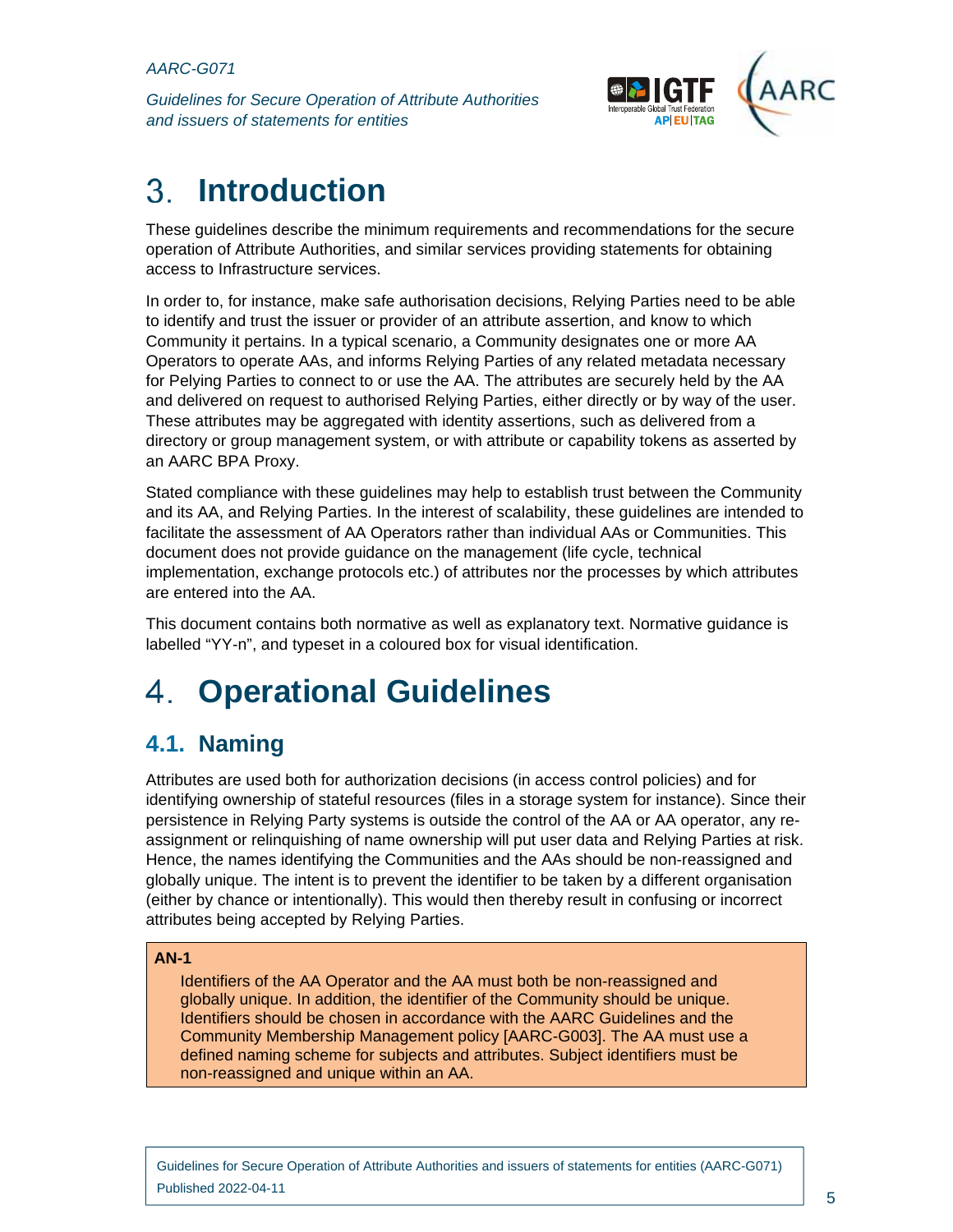# 3. Introduction

These guidelines describe the minimum requirements and recommendations for the secure operation of Attribute Authorities, and similar services providing statements for obtaining access to Infrastructure services.

In order to, for instance, make safe authorisation decisions, Relying Parties need to be able to identify and trust the issuer or provider of an attribute assertion, and know to which Community it pertains. In a typical scenario, a Community designates one or more AA Operators to operate AAs, and informs Relying Parties of any related metadata necessary for Pelying Parties to connect to or use the AA. The attributes are securely held by the AA and delivered on request to authorised Relying Parties, either directly or by way of the user. These attributes may be aggregated with identity assertions, such as delivered from a directory or group management system, or with attribute or capability tokens as asserted by an AARC BPA Proxy.

Stated compliance with these guidelines may help to establish trust between the Community and its AA, and Relying Parties. In the interest of scalability, these guidelines are intended to facilitate the assessment of AA Operators rather than individual AAs or Communities. This document does not provide guidance on the management (life cycle, technical implementation, exchange protocols etc.) of attributes nor the processes by which attributes are entered into the AA.

This document contains both normative as well as explanatory text. Normative guidance is labelled “YY-n”, and typeset in a coloured box for visual identification.

# 4. Operational Guidelines

## 4.1. Naming

Attributes are used both for authorization decisions (in access control policies) and for identifying ownership of stateful resources (files in a storage system for instance). Since their persistence in Relying Party systems is outside the control of the AA or AA operator, any re-assignment or relinquishing of name ownership will put user data and Relying Parties at risk. Hence, the names identifying the Communities and the AAs should be non-reassigned and globally unique. The intent is to prevent the identifier to be taken by a different organisation (either by chance or intentionally). This would then thereby result in confusing or incorrect attributes being accepted by Relying Parties.

**AN-1**

Identifiers of the AA Operator and the AA must both be non-reassigned and globally unique. In addition, the identifier of the Community should be unique. Identifiers should be chosen in accordance with the AARC Guidelines and the Community Membership Management policy [AARC-G003]. The AA must use a defined naming scheme for subjects and attributes. Subject identifiers must be non-reassigned and unique within an AA.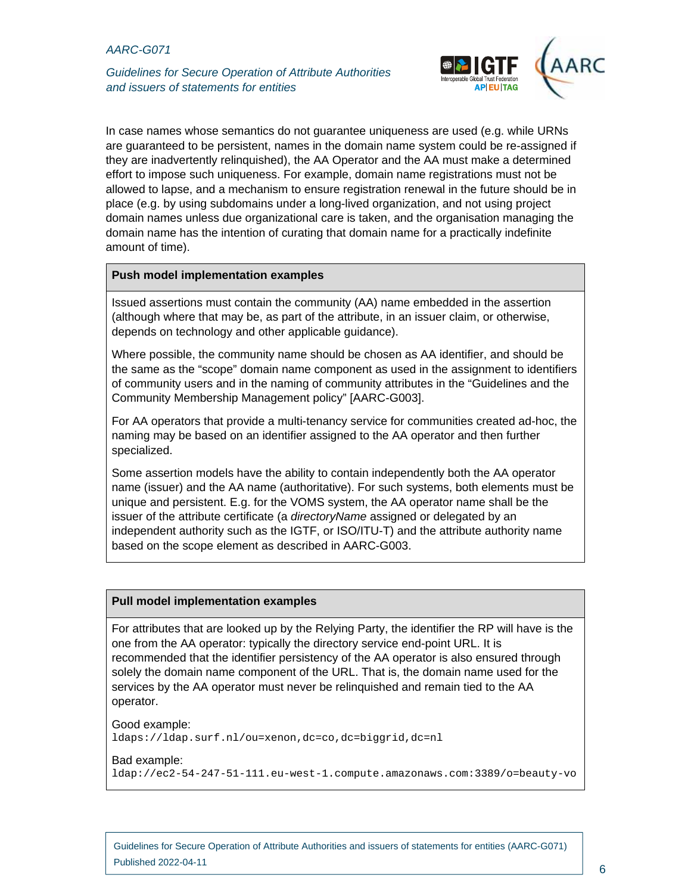In case names whose semantics do not guarantee uniqueness are used (e.g. while URNs are guaranteed to be persistent, names in the domain name system could be re-assigned if they are inadvertently relinquished), the AA Operator and the AA must make a determined effort to impose such uniqueness. For example, domain name registrations must not be allowed to lapse, and a mechanism to ensure registration renewal in the future should be in place (e.g. by using subdomains under a long-lived organization, and not using project domain names unless due organizational care is taken, and the organisation managing the domain name has the intention of curating that domain name for a practically indefinite amount of time).

| **Push model implementation examples** |
|---|
| Issued assertions must contain the community (AA) name embedded in the assertion (although where that may be, as part of the attribute, in an issuer claim, or otherwise, depends on technology and other applicable guidance).<br><br>Where possible, the community name should be chosen as AA identifier, and should be the same as the "scope" domain name component as used in the assignment to identifiers of community users and in the naming of community attributes in the "Guidelines and the Community Membership Management policy" [AARC-G003].<br><br>For AA operators that provide a multi-tenancy service for communities created ad-hoc, the naming may be based on an identifier assigned to the AA operator and then further specialized.<br><br>Some assertion models have the ability to contain independently both the AA operator name (issuer) and the AA name (authoritative). For such systems, both elements must be unique and persistent. E.g. for the VOMS system, the AA operator name shall be the issuer of the attribute certificate (a *directoryName* assigned or delegated by an independent authority such as the IGTF, or ISO/ITU-T) and the attribute authority name based on the scope element as described in AARC-G003. |

| **Pull model implementation examples** |
|---|
| For attributes that are looked up by the Relying Party, the identifier the RP will have is the one from the AA operator: typically the directory service end-point URL. It is recommended that the identifier persistency of the AA operator is also ensured through solely the domain name component of the URL. That is, the domain name used for the services by the AA operator must never be relinquished and remain tied to the AA operator.<br><br>Good example:<br>`ldaps://ldap.surf.nl/ou=xenon,dc=co,dc=biggrid,dc=nl`<br><br>Bad example:<br>`ldap://ec2-54-247-51-111.eu-west-1.compute.amazonaws.com:3389/o=beauty-vo` |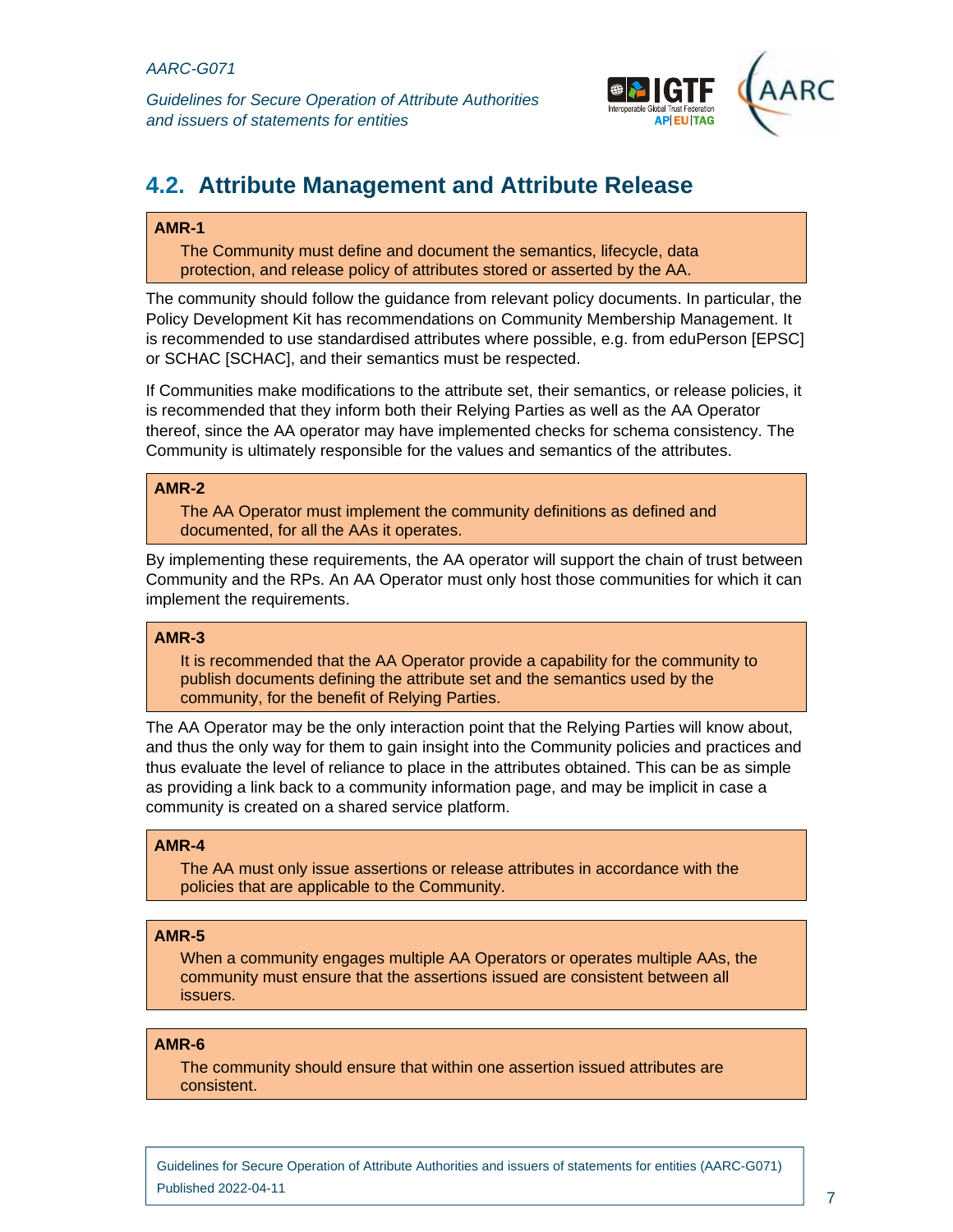## 4.2. Attribute Management and Attribute Release

> **AMR-1**
>
> The Community must define and document the semantics, lifecycle, data protection, and release policy of attributes stored or asserted by the AA.

The community should follow the guidance from relevant policy documents. In particular, the Policy Development Kit has recommendations on Community Membership Management. It is recommended to use standardised attributes where possible, e.g. from eduPerson [EPSC] or SCHAC [SCHAC], and their semantics must be respected.

If Communities make modifications to the attribute set, their semantics, or release policies, it is recommended that they inform both their Relying Parties as well as the AA Operator thereof, since the AA operator may have implemented checks for schema consistency. The Community is ultimately responsible for the values and semantics of the attributes.

> **AMR-2**
>
> The AA Operator must implement the community definitions as defined and documented, for all the AAs it operates.

By implementing these requirements, the AA operator will support the chain of trust between Community and the RPs. An AA Operator must only host those communities for which it can implement the requirements.

> **AMR-3**
>
> It is recommended that the AA Operator provide a capability for the community to publish documents defining the attribute set and the semantics used by the community, for the benefit of Relying Parties.

The AA Operator may be the only interaction point that the Relying Parties will know about, and thus the only way for them to gain insight into the Community policies and practices and thus evaluate the level of reliance to place in the attributes obtained. This can be as simple as providing a link back to a community information page, and may be implicit in case a community is created on a shared service platform.

> **AMR-4**
>
> The AA must only issue assertions or release attributes in accordance with the policies that are applicable to the Community.

> **AMR-5**
>
> When a community engages multiple AA Operators or operates multiple AAs, the community must ensure that the assertions issued are consistent between all issuers.

> **AMR-6**
>
> The community should ensure that within one assertion issued attributes are consistent.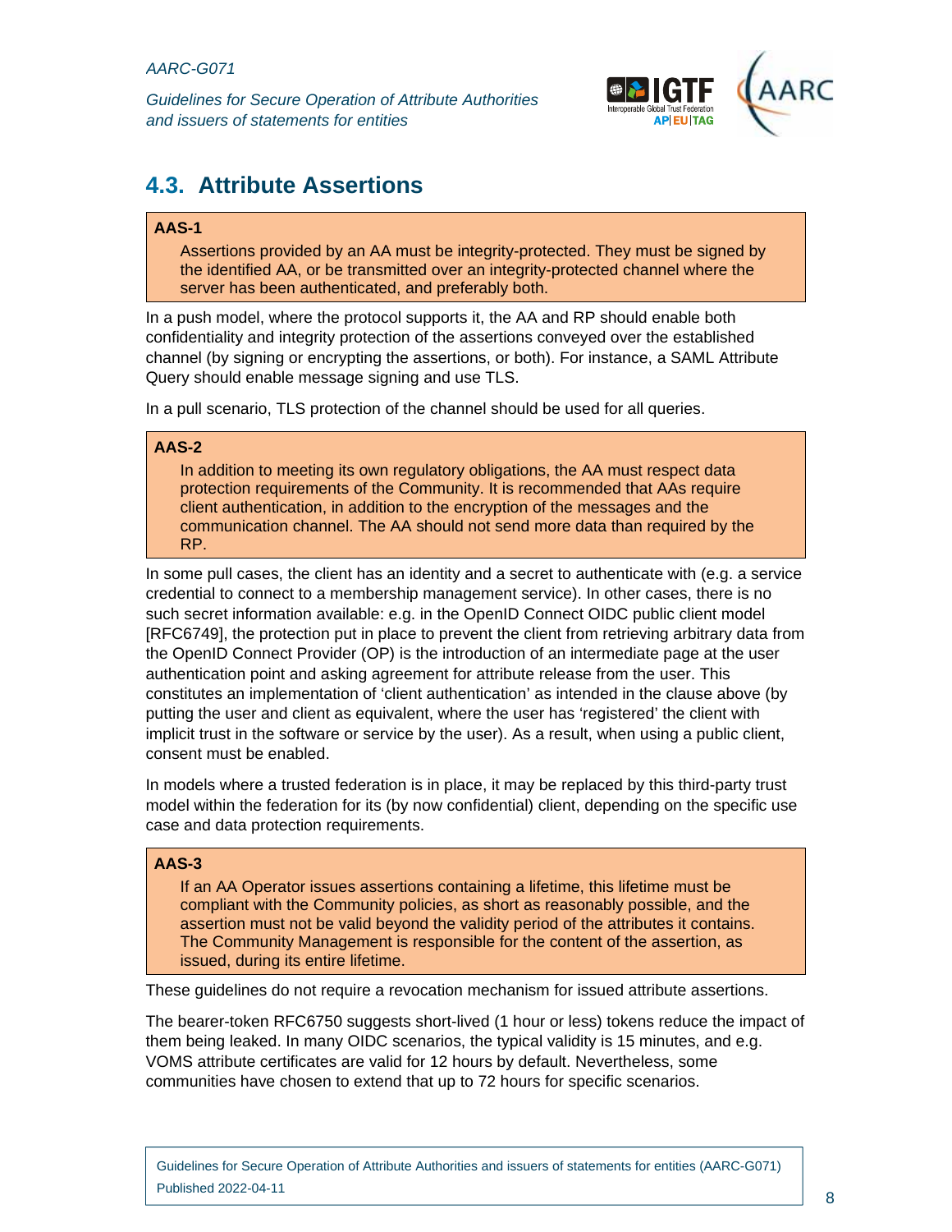## 4.3. Attribute Assertions

**AAS-1**

Assertions provided by an AA must be integrity-protected. They must be signed by the identified AA, or be transmitted over an integrity-protected channel where the server has been authenticated, and preferably both.

In a push model, where the protocol supports it, the AA and RP should enable both confidentiality and integrity protection of the assertions conveyed over the established channel (by signing or encrypting the assertions, or both). For instance, a SAML Attribute Query should enable message signing and use TLS.

In a pull scenario, TLS protection of the channel should be used for all queries.

**AAS-2**

In addition to meeting its own regulatory obligations, the AA must respect data protection requirements of the Community. It is recommended that AAs require client authentication, in addition to the encryption of the messages and the communication channel. The AA should not send more data than required by the RP.

In some pull cases, the client has an identity and a secret to authenticate with (e.g. a service credential to connect to a membership management service). In other cases, there is no such secret information available: e.g. in the OpenID Connect OIDC public client model [RFC6749], the protection put in place to prevent the client from retrieving arbitrary data from the OpenID Connect Provider (OP) is the introduction of an intermediate page at the user authentication point and asking agreement for attribute release from the user. This constitutes an implementation of 'client authentication' as intended in the clause above (by putting the user and client as equivalent, where the user has 'registered' the client with implicit trust in the software or service by the user). As a result, when using a public client, consent must be enabled.

In models where a trusted federation is in place, it may be replaced by this third-party trust model within the federation for its (by now confidential) client, depending on the specific use case and data protection requirements.

**AAS-3**

If an AA Operator issues assertions containing a lifetime, this lifetime must be compliant with the Community policies, as short as reasonably possible, and the assertion must not be valid beyond the validity period of the attributes it contains. The Community Management is responsible for the content of the assertion, as issued, during its entire lifetime.

These guidelines do not require a revocation mechanism for issued attribute assertions.

The bearer-token RFC6750 suggests short-lived (1 hour or less) tokens reduce the impact of them being leaked. In many OIDC scenarios, the typical validity is 15 minutes, and e.g. VOMS attribute certificates are valid for 12 hours by default. Nevertheless, some communities have chosen to extend that up to 72 hours for specific scenarios.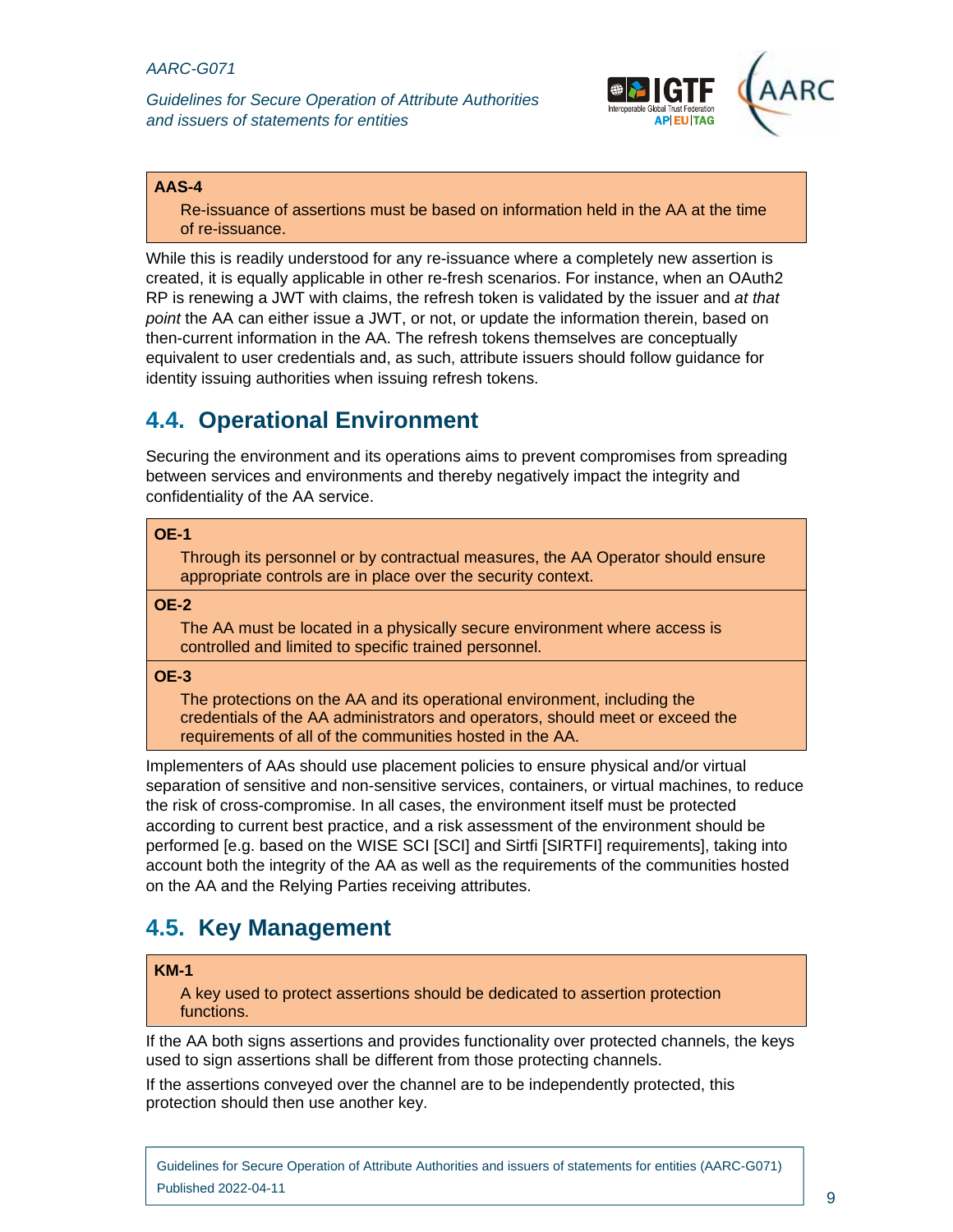**AAS-4**

Re-issuance of assertions must be based on information held in the AA at the time of re-issuance.

While this is readily understood for any re-issuance where a completely new assertion is created, it is equally applicable in other re-fresh scenarios. For instance, when an OAuth2 RP is renewing a JWT with claims, the refresh token is validated by the issuer and *at that point* the AA can either issue a JWT, or not, or update the information therein, based on then-current information in the AA. The refresh tokens themselves are conceptually equivalent to user credentials and, as such, attribute issuers should follow guidance for identity issuing authorities when issuing refresh tokens.

## 4.4. Operational Environment

Securing the environment and its operations aims to prevent compromises from spreading between services and environments and thereby negatively impact the integrity and confidentiality of the AA service.

**OE-1**

Through its personnel or by contractual measures, the AA Operator should ensure appropriate controls are in place over the security context.

**OE-2**

The AA must be located in a physically secure environment where access is controlled and limited to specific trained personnel.

**OE-3**

The protections on the AA and its operational environment, including the credentials of the AA administrators and operators, should meet or exceed the requirements of all of the communities hosted in the AA.

Implementers of AAs should use placement policies to ensure physical and/or virtual separation of sensitive and non-sensitive services, containers, or virtual machines, to reduce the risk of cross-compromise. In all cases, the environment itself must be protected according to current best practice, and a risk assessment of the environment should be performed [e.g. based on the WISE SCI [SCI] and Sirtfi [SIRTFI] requirements], taking into account both the integrity of the AA as well as the requirements of the communities hosted on the AA and the Relying Parties receiving attributes.

## 4.5. Key Management

**KM-1**

A key used to protect assertions should be dedicated to assertion protection functions.

If the AA both signs assertions and provides functionality over protected channels, the keys used to sign assertions shall be different from those protecting channels.

If the assertions conveyed over the channel are to be independently protected, this protection should then use another key.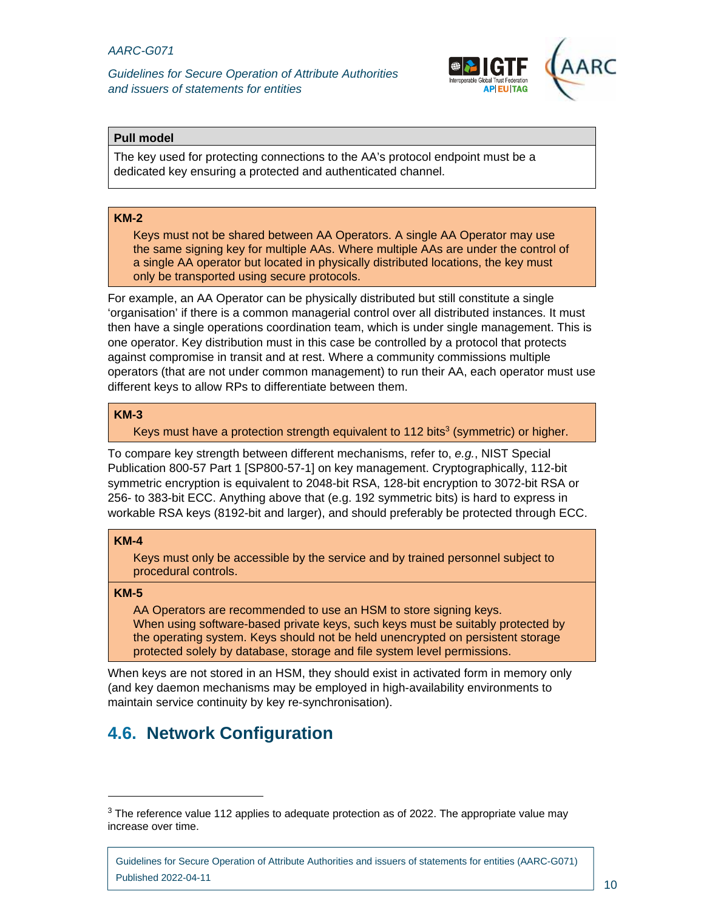| **Pull model** |
| --- |
| The key used for protecting connections to the AA's protocol endpoint must be a dedicated key ensuring a protected and authenticated channel. |

| **KM-2** |
| --- |
| Keys must not be shared between AA Operators. A single AA Operator may use the same signing key for multiple AAs. Where multiple AAs are under the control of a single AA operator but located in physically distributed locations, the key must only be transported using secure protocols. |

For example, an AA Operator can be physically distributed but still constitute a single 'organisation' if there is a common managerial control over all distributed instances. It must then have a single operations coordination team, which is under single management. This is one operator. Key distribution must in this case be controlled by a protocol that protects against compromise in transit and at rest. Where a community commissions multiple operators (that are not under common management) to run their AA, each operator must use different keys to allow RPs to differentiate between them.

| **KM-3** |
| --- |
| Keys must have a protection strength equivalent to 112 bits[3] (symmetric) or higher. |

To compare key strength between different mechanisms, refer to, *e.g.*, NIST Special Publication 800-57 Part 1 [SP800-57-1] on key management. Cryptographically, 112-bit symmetric encryption is equivalent to 2048-bit RSA, 128-bit encryption to 3072-bit RSA or 256- to 383-bit ECC. Anything above that (e.g. 192 symmetric bits) is hard to express in workable RSA keys (8192-bit and larger), and should preferably be protected through ECC.

| **KM-4** |
| --- |
| Keys must only be accessible by the service and by trained personnel subject to procedural controls. |
| **KM-5** |
| AA Operators are recommended to use an HSM to store signing keys. When using software-based private keys, such keys must be suitably protected by the operating system. Keys should not be held unencrypted on persistent storage protected solely by database, storage and file system level permissions. |

When keys are not stored in an HSM, they should exist in activated form in memory only (and key daemon mechanisms may be employed in high-availability environments to maintain service continuity by key re-synchronisation).

## 4.6. Network Configuration

[3] The reference value 112 applies to adequate protection as of 2022. The appropriate value may increase over time.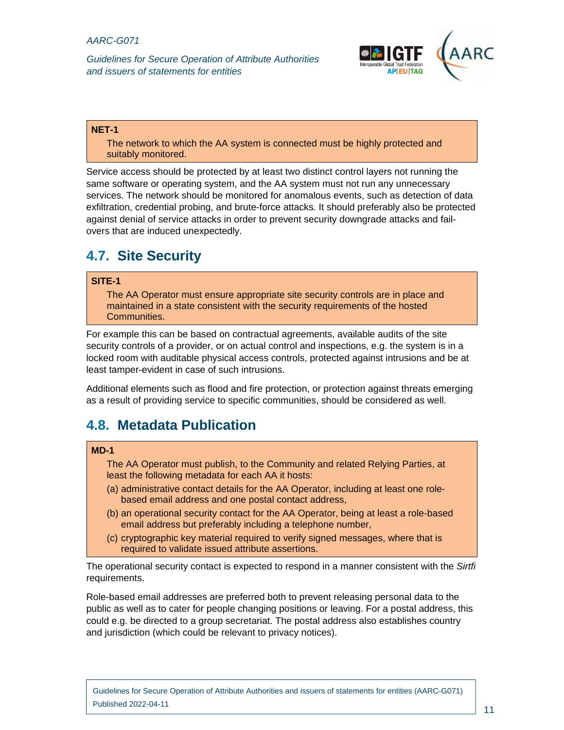**NET-1**

The network to which the AA system is connected must be highly protected and suitably monitored.

Service access should be protected by at least two distinct control layers not running the same software or operating system, and the AA system must not run any unnecessary services. The network should be monitored for anomalous events, such as detection of data exfiltration, credential probing, and brute-force attacks. It should preferably also be protected against denial of service attacks in order to prevent security downgrade attacks and fail-overs that are induced unexpectedly.

## 4.7. Site Security

**SITE-1**

The AA Operator must ensure appropriate site security controls are in place and maintained in a state consistent with the security requirements of the hosted Communities.

For example this can be based on contractual agreements, available audits of the site security controls of a provider, or on actual control and inspections, e.g. the system is in a locked room with auditable physical access controls, protected against intrusions and be at least tamper-evident in case of such intrusions.

Additional elements such as flood and fire protection, or protection against threats emerging as a result of providing service to specific communities, should be considered as well.

## 4.8. Metadata Publication

**MD-1**

The AA Operator must publish, to the Community and related Relying Parties, at least the following metadata for each AA it hosts:

(a) administrative contact details for the AA Operator, including at least one role-based email address and one postal contact address,

(b) an operational security contact for the AA Operator, being at least a role-based email address but preferably including a telephone number,

(c) cryptographic key material required to verify signed messages, where that is required to validate issued attribute assertions.

The operational security contact is expected to respond in a manner consistent with the *Sirtfi* requirements.

Role-based email addresses are preferred both to prevent releasing personal data to the public as well as to cater for people changing positions or leaving. For a postal address, this could e.g. be directed to a group secretariat. The postal address also establishes country and jurisdiction (which could be relevant to privacy notices).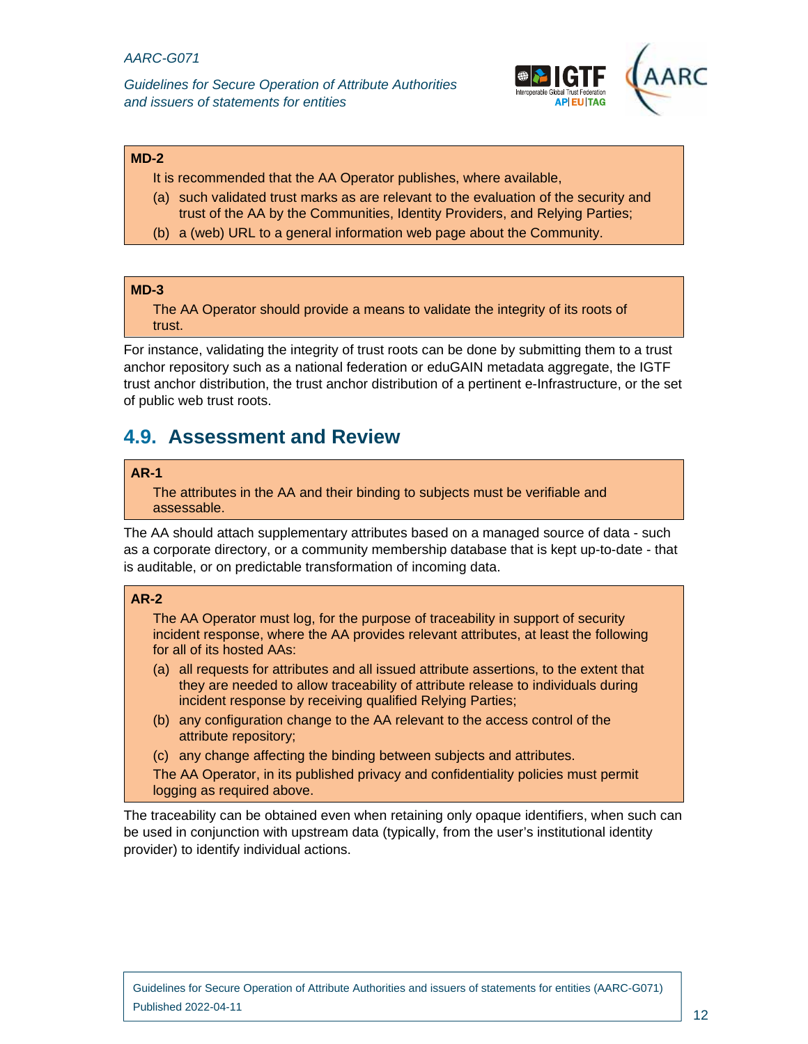**MD-2**

It is recommended that the AA Operator publishes, where available,

(a) such validated trust marks as are relevant to the evaluation of the security and trust of the AA by the Communities, Identity Providers, and Relying Parties;

(b) a (web) URL to a general information web page about the Community.

**MD-3**

The AA Operator should provide a means to validate the integrity of its roots of trust.

For instance, validating the integrity of trust roots can be done by submitting them to a trust anchor repository such as a national federation or eduGAIN metadata aggregate, the IGTF trust anchor distribution, the trust anchor distribution of a pertinent e-Infrastructure, or the set of public web trust roots.

## 4.9. Assessment and Review

**AR-1**

The attributes in the AA and their binding to subjects must be verifiable and assessable.

The AA should attach supplementary attributes based on a managed source of data - such as a corporate directory, or a community membership database that is kept up-to-date - that is auditable, or on predictable transformation of incoming data.

**AR-2**

The AA Operator must log, for the purpose of traceability in support of security incident response, where the AA provides relevant attributes, at least the following for all of its hosted AAs:

(a) all requests for attributes and all issued attribute assertions, to the extent that they are needed to allow traceability of attribute release to individuals during incident response by receiving qualified Relying Parties;

(b) any configuration change to the AA relevant to the access control of the attribute repository;

(c) any change affecting the binding between subjects and attributes.

The AA Operator, in its published privacy and confidentiality policies must permit logging as required above.

The traceability can be obtained even when retaining only opaque identifiers, when such can be used in conjunction with upstream data (typically, from the user's institutional identity provider) to identify individual actions.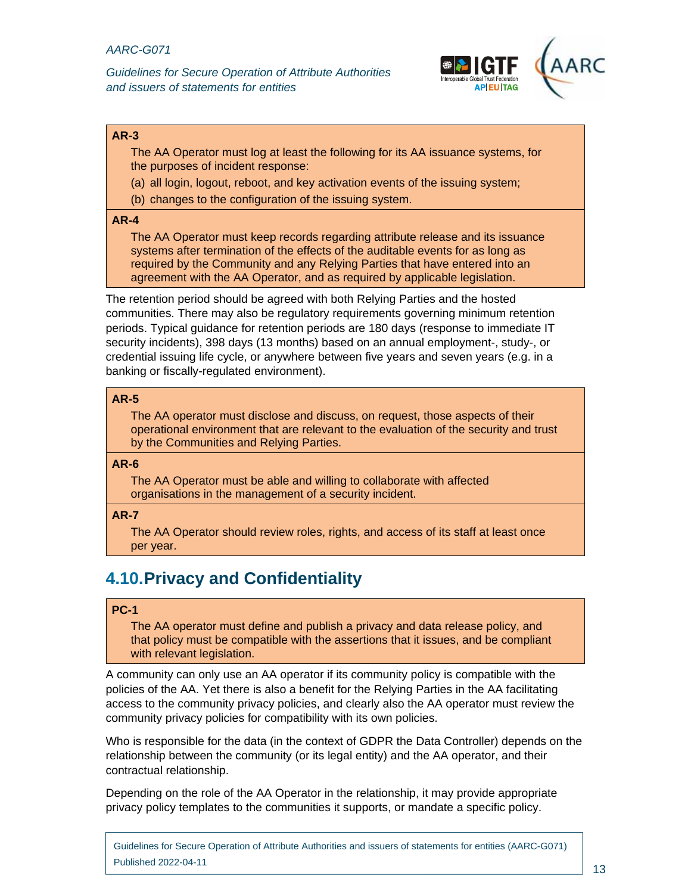**AR-3**

The AA Operator must log at least the following for its AA issuance systems, for the purposes of incident response:

(a) all login, logout, reboot, and key activation events of the issuing system;

(b) changes to the configuration of the issuing system.

**AR-4**

The AA Operator must keep records regarding attribute release and its issuance systems after termination of the effects of the auditable events for as long as required by the Community and any Relying Parties that have entered into an agreement with the AA Operator, and as required by applicable legislation.

The retention period should be agreed with both Relying Parties and the hosted communities. There may also be regulatory requirements governing minimum retention periods. Typical guidance for retention periods are 180 days (response to immediate IT security incidents), 398 days (13 months) based on an annual employment-, study-, or credential issuing life cycle, or anywhere between five years and seven years (e.g. in a banking or fiscally-regulated environment).

**AR-5**

The AA operator must disclose and discuss, on request, those aspects of their operational environment that are relevant to the evaluation of the security and trust by the Communities and Relying Parties.

**AR-6**

The AA Operator must be able and willing to collaborate with affected organisations in the management of a security incident.

**AR-7**

The AA Operator should review roles, rights, and access of its staff at least once per year.

## 4.10. Privacy and Confidentiality

**PC-1**

The AA operator must define and publish a privacy and data release policy, and that policy must be compatible with the assertions that it issues, and be compliant with relevant legislation.

A community can only use an AA operator if its community policy is compatible with the policies of the AA. Yet there is also a benefit for the Relying Parties in the AA facilitating access to the community privacy policies, and clearly also the AA operator must review the community privacy policies for compatibility with its own policies.

Who is responsible for the data (in the context of GDPR the Data Controller) depends on the relationship between the community (or its legal entity) and the AA operator, and their contractual relationship.

Depending on the role of the AA Operator in the relationship, it may provide appropriate privacy policy templates to the communities it supports, or mandate a specific policy.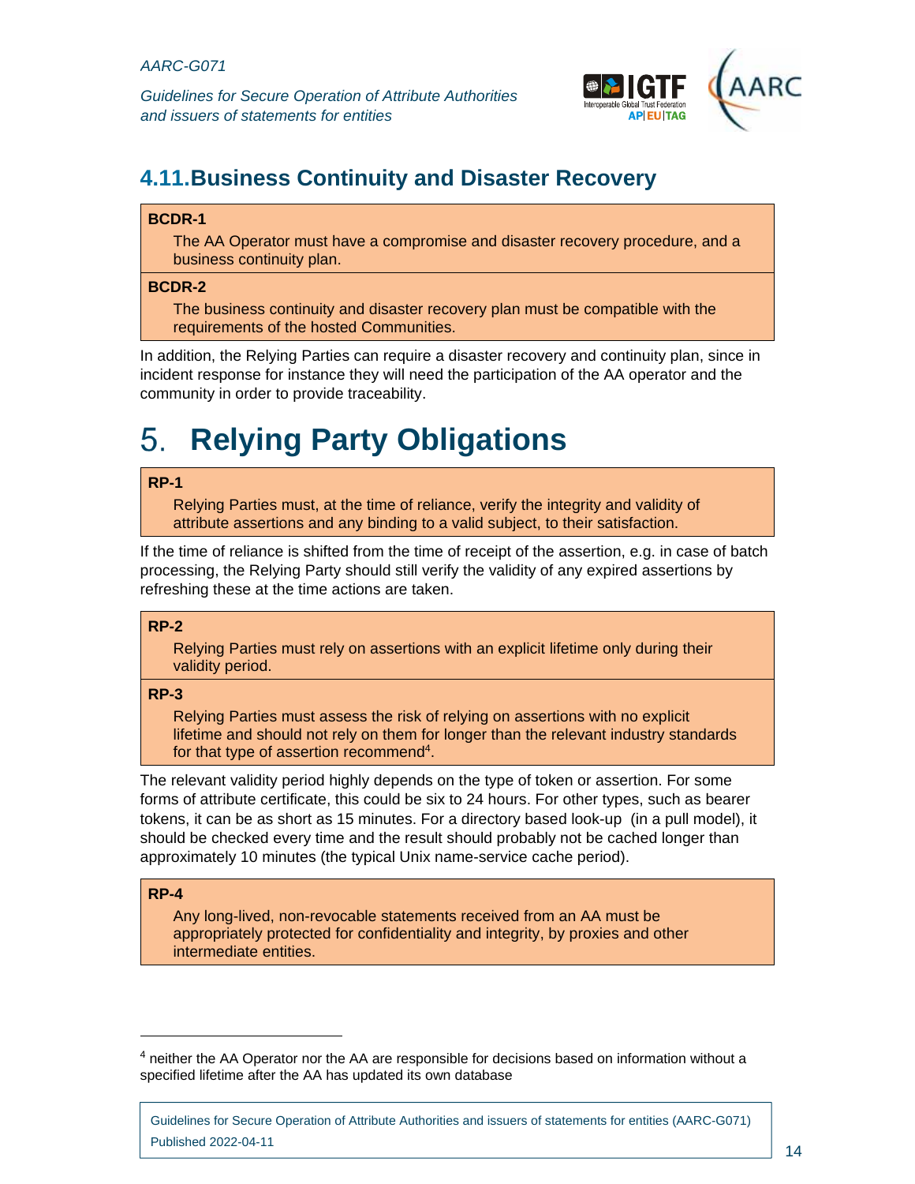## 4.11. Business Continuity and Disaster Recovery

**BCDR-1**

The AA Operator must have a compromise and disaster recovery procedure, and a business continuity plan.

**BCDR-2**

The business continuity and disaster recovery plan must be compatible with the requirements of the hosted Communities.

In addition, the Relying Parties can require a disaster recovery and continuity plan, since in incident response for instance they will need the participation of the AA operator and the community in order to provide traceability.

# 5. Relying Party Obligations

**RP-1**

Relying Parties must, at the time of reliance, verify the integrity and validity of attribute assertions and any binding to a valid subject, to their satisfaction.

If the time of reliance is shifted from the time of receipt of the assertion, e.g. in case of batch processing, the Relying Party should still verify the validity of any expired assertions by refreshing these at the time actions are taken.

**RP-2**

Relying Parties must rely on assertions with an explicit lifetime only during their validity period.

**RP-3**

Relying Parties must assess the risk of relying on assertions with no explicit lifetime and should not rely on them for longer than the relevant industry standards for that type of assertion recommend[4].

The relevant validity period highly depends on the type of token or assertion. For some forms of attribute certificate, this could be six to 24 hours. For other types, such as bearer tokens, it can be as short as 15 minutes. For a directory based look-up (in a pull model), it should be checked every time and the result should probably not be cached longer than approximately 10 minutes (the typical Unix name-service cache period).

**RP-4**

Any long-lived, non-revocable statements received from an AA must be appropriately protected for confidentiality and integrity, by proxies and other intermediate entities.

---

[4] neither the AA Operator nor the AA are responsible for decisions based on information without a specified lifetime after the AA has updated its own database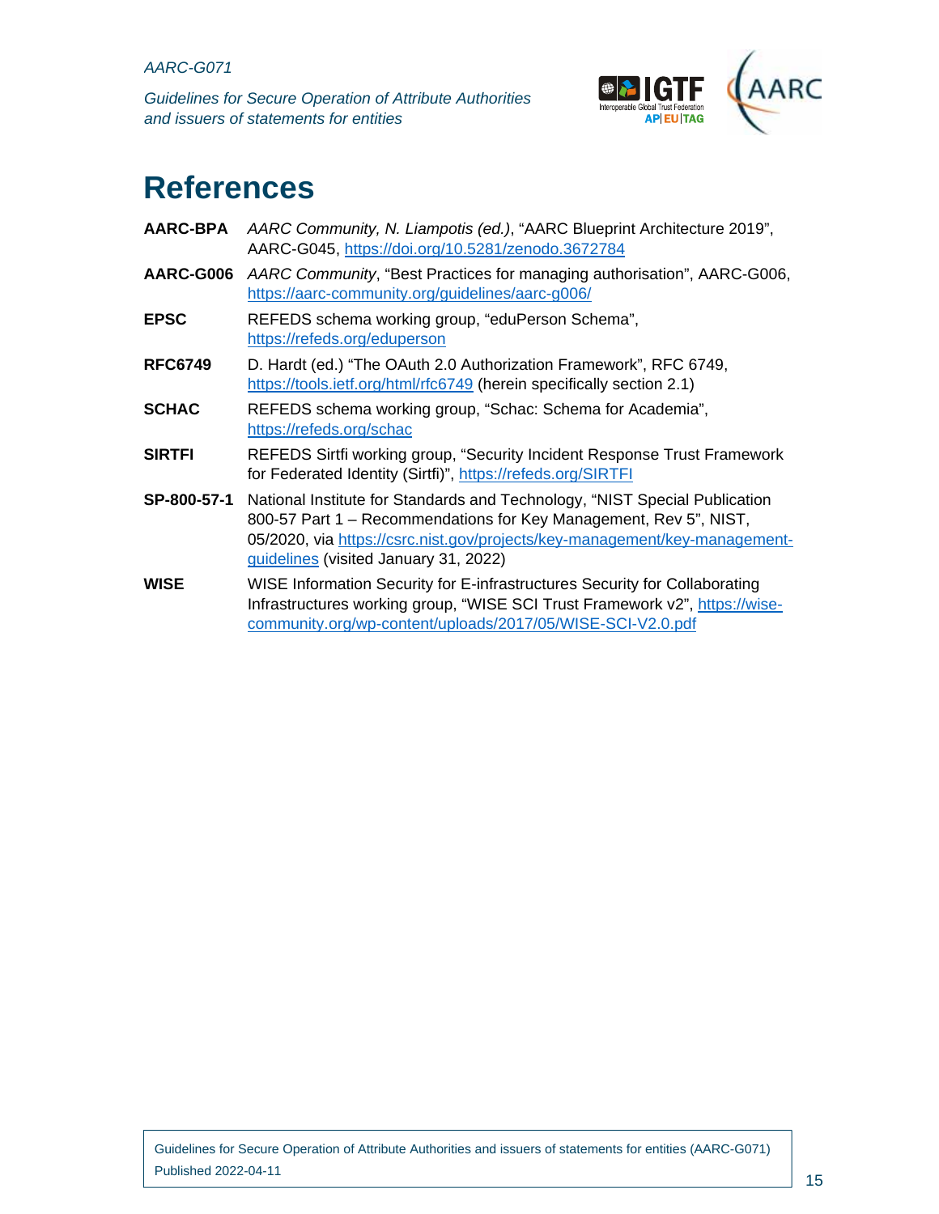# References

**AARC-BPA** *AARC Community, N. Liampotis (ed.)*, "AARC Blueprint Architecture 2019", AARC-G045, https://doi.org/10.5281/zenodo.3672784

**AARC-G006** *AARC Community*, "Best Practices for managing authorisation", AARC-G006, https://aarc-community.org/guidelines/aarc-g006/

**EPSC** REFEDS schema working group, "eduPerson Schema", https://refeds.org/eduperson

**RFC6749** D. Hardt (ed.) "The OAuth 2.0 Authorization Framework", RFC 6749, https://tools.ietf.org/html/rfc6749 (herein specifically section 2.1)

**SCHAC** REFEDS schema working group, "Schac: Schema for Academia", https://refeds.org/schac

**SIRTFI** REFEDS Sirtfi working group, "Security Incident Response Trust Framework for Federated Identity (Sirtfi)", https://refeds.org/SIRTFI

**SP-800-57-1** National Institute for Standards and Technology, "NIST Special Publication 800-57 Part 1 – Recommendations for Key Management, Rev 5", NIST, 05/2020, via https://csrc.nist.gov/projects/key-management/key-management-guidelines (visited January 31, 2022)

**WISE** WISE Information Security for E-infrastructures Security for Collaborating Infrastructures working group, "WISE SCI Trust Framework v2", https://wise-community.org/wp-content/uploads/2017/05/WISE-SCI-V2.0.pdf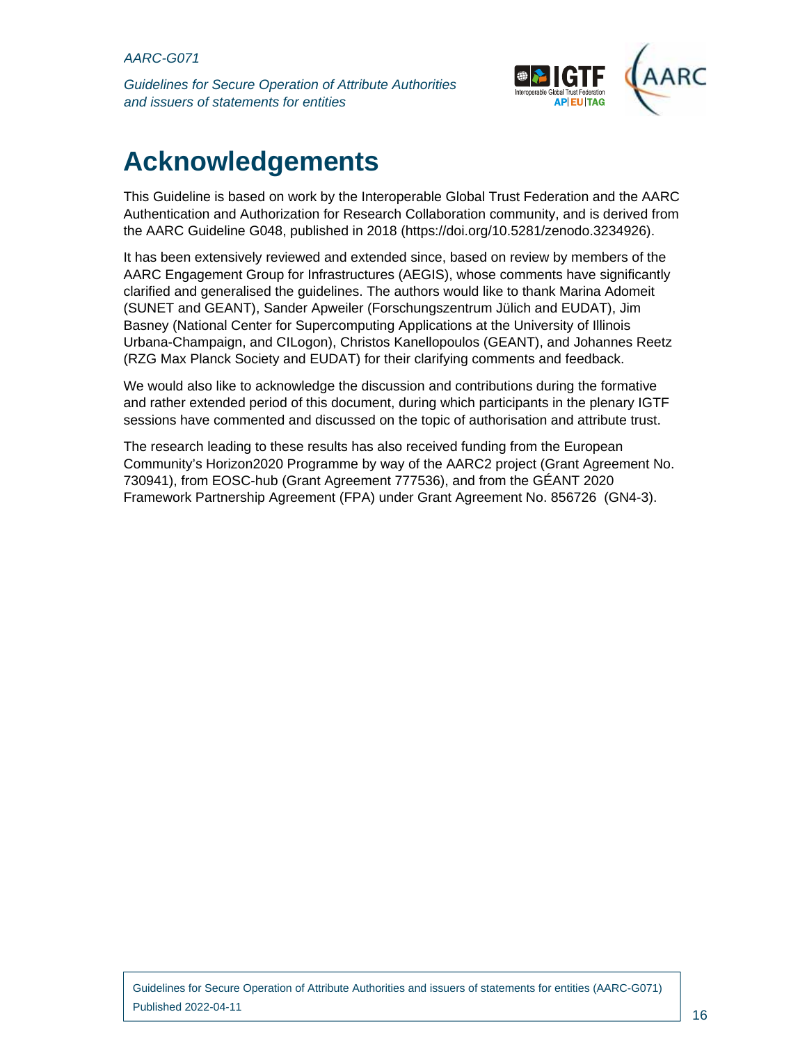# Acknowledgements

This Guideline is based on work by the Interoperable Global Trust Federation and the AARC Authentication and Authorization for Research Collaboration community, and is derived from the AARC Guideline G048, published in 2018 (https://doi.org/10.5281/zenodo.3234926).

It has been extensively reviewed and extended since, based on review by members of the AARC Engagement Group for Infrastructures (AEGIS), whose comments have significantly clarified and generalised the guidelines. The authors would like to thank Marina Adomeit (SUNET and GEANT), Sander Apweiler (Forschungszentrum Jülich and EUDAT), Jim Basney (National Center for Supercomputing Applications at the University of Illinois Urbana-Champaign, and CILogon), Christos Kanellopoulos (GEANT), and Johannes Reetz (RZG Max Planck Society and EUDAT) for their clarifying comments and feedback.

We would also like to acknowledge the discussion and contributions during the formative and rather extended period of this document, during which participants in the plenary IGTF sessions have commented and discussed on the topic of authorisation and attribute trust.

The research leading to these results has also received funding from the European Community's Horizon2020 Programme by way of the AARC2 project (Grant Agreement No. 730941), from EOSC-hub (Grant Agreement 777536), and from the GÉANT 2020 Framework Partnership Agreement (FPA) under Grant Agreement No. 856726 (GN4-3).